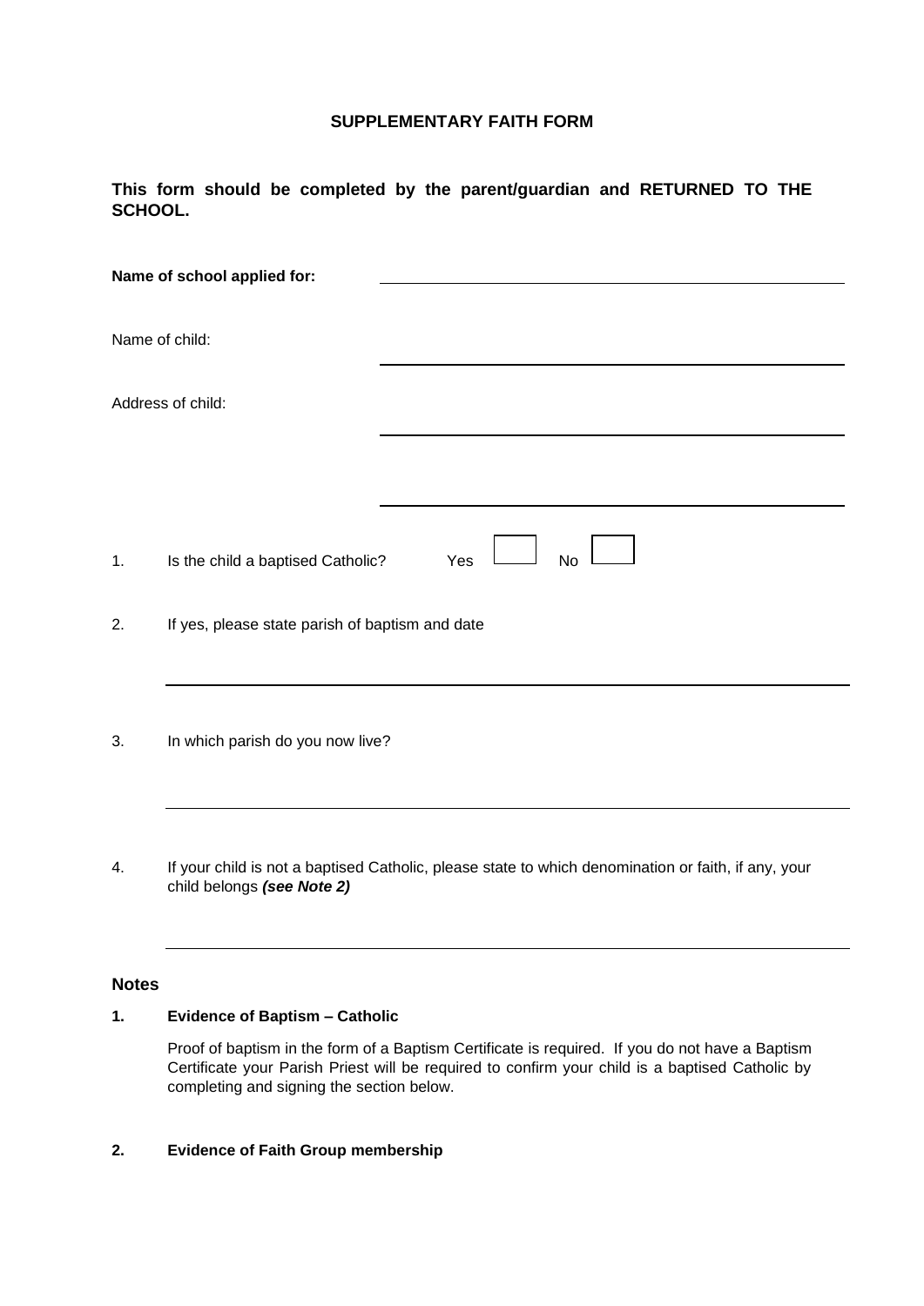# SUPPLEMENTARY FAITH FORM

**This form should be completed by the parent/guardian and RETURNED TO THE SCHOOL.**

**Name of school applied for:** \_\_\_\_\_\_\_\_\_\_\_\_\_\_\_\_\_\_\_\_\_\_\_\_\_\_\_\_\_\_\_\_\_\_\_\_\_\_\_\_

Name of child: \_\_\_\_\_\_\_\_\_\_\_\_\_\_\_\_\_\_\_\_\_\_\_\_\_\_\_\_\_\_\_\_\_\_\_\_\_\_\_\_

Address of child: \_\_\_\_\_\_\_\_\_\_\_\_\_\_\_\_\_\_\_\_\_\_\_\_\_\_\_\_\_\_\_\_\_\_\_\_\_\_\_\_

\_\_\_\_\_\_\_\_\_\_\_\_\_\_\_\_\_\_\_\_\_\_\_\_\_\_\_\_\_\_\_\_\_\_\_\_\_\_\_\_

1. Is the child a baptised Catholic? Yes ☐ No ☐

2. If yes, please state parish of baptism and date

   \_\_\_\_\_\_\_\_\_\_\_\_\_\_\_\_\_\_\_\_\_\_\_\_\_\_\_\_\_\_\_\_\_\_\_\_\_\_\_\_

3. In which parish do you now live?

   \_\_\_\_\_\_\_\_\_\_\_\_\_\_\_\_\_\_\_\_\_\_\_\_\_\_\_\_\_\_\_\_\_\_\_\_\_\_\_\_

4. If your child is not a baptised Catholic, please state to which denomination or faith, if any, your child belongs ***(see Note 2)***

   \_\_\_\_\_\_\_\_\_\_\_\_\_\_\_\_\_\_\_\_\_\_\_\_\_\_\_\_\_\_\_\_\_\_\_\_\_\_\_\_

## Notes

**1. Evidence of Baptism – Catholic**

Proof of baptism in the form of a Baptism Certificate is required. If you do not have a Baptism Certificate your Parish Priest will be required to confirm your child is a baptised Catholic by completing and signing the section below.

**2. Evidence of Faith Group membership**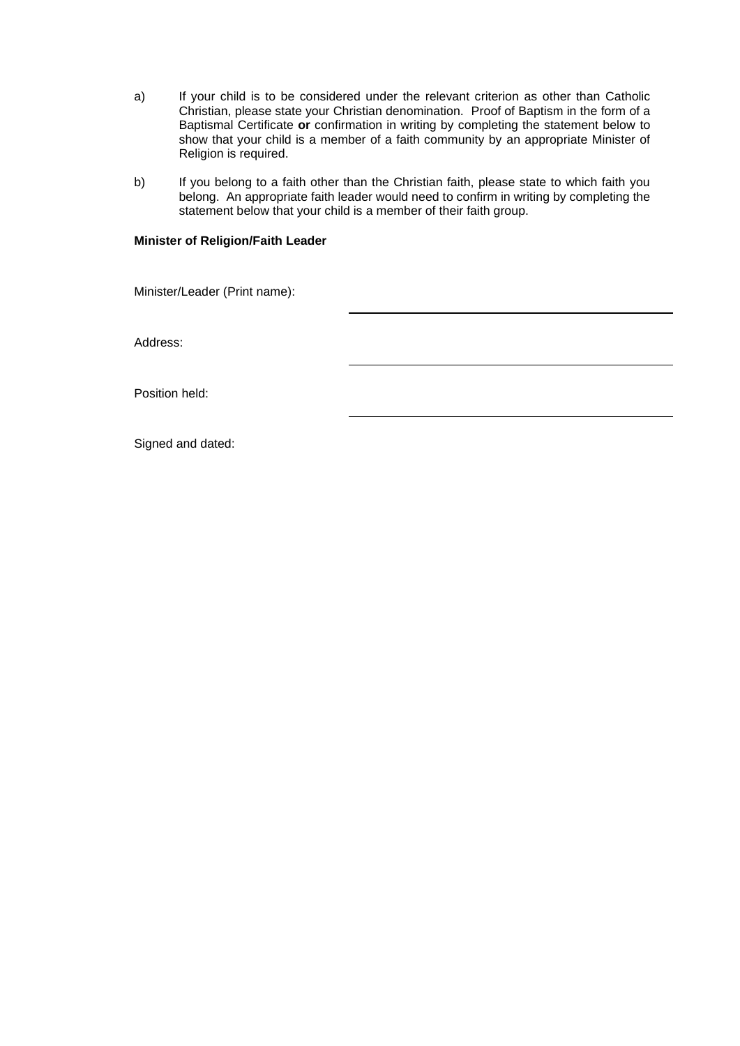a) If your child is to be considered under the relevant criterion as other than Catholic Christian, please state your Christian denomination. Proof of Baptism in the form of a Baptismal Certificate **or** confirmation in writing by completing the statement below to show that your child is a member of a faith community by an appropriate Minister of Religion is required.

b) If you belong to a faith other than the Christian faith, please state to which faith you belong. An appropriate faith leader would need to confirm in writing by completing the statement below that your child is a member of their faith group.

**Minister of Religion/Faith Leader**

Minister/Leader (Print name): ______________________________

Address: ______________________________

Position held: ______________________________

Signed and dated: